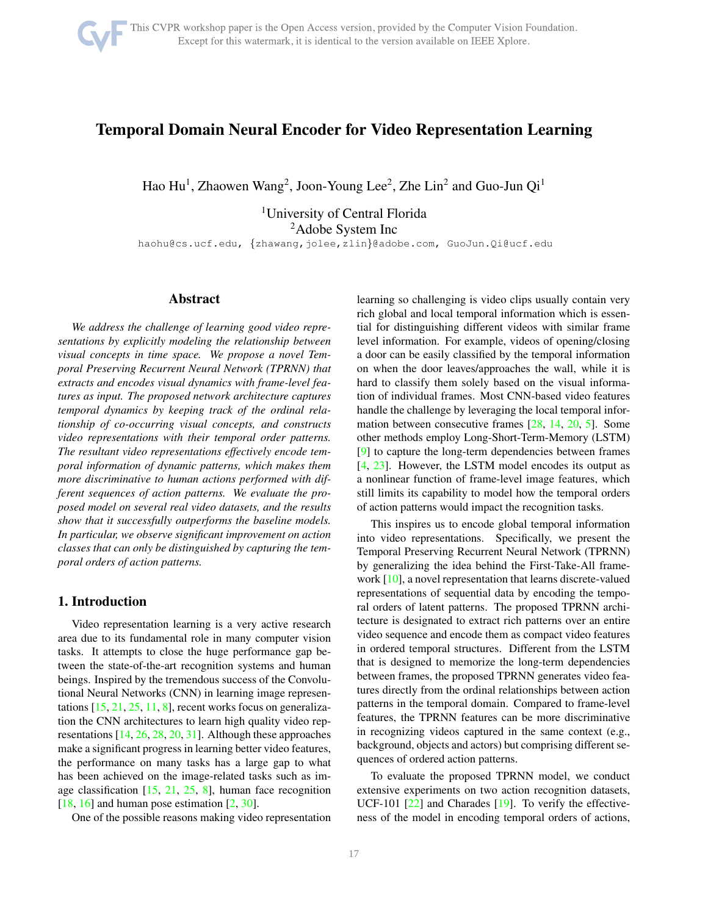# Temporal Domain Neural Encoder for Video Representation Learning

Hao Hu[1], Zhaowen Wang[2], Joon-Young Lee[2], Zhe Lin[2] and Guo-Jun Qi[1]

[1]University of Central Florida
[2]Adobe System Inc

haohu@cs.ucf.edu, {zhawang,jolee,zlin}@adobe.com, GuoJun.Qi@ucf.edu

## Abstract

*We address the challenge of learning good video representations by explicitly modeling the relationship between visual concepts in time space. We propose a novel Temporal Preserving Recurrent Neural Network (TPRNN) that extracts and encodes visual dynamics with frame-level features as input. The proposed network architecture captures temporal dynamics by keeping track of the ordinal relationship of co-occurring visual concepts, and constructs video representations with their temporal order patterns. The resultant video representations effectively encode temporal information of dynamic patterns, which makes them more discriminative to human actions performed with different sequences of action patterns. We evaluate the proposed model on several real video datasets, and the results show that it successfully outperforms the baseline models. In particular, we observe significant improvement on action classes that can only be distinguished by capturing the temporal orders of action patterns.*

## 1. Introduction

Video representation learning is a very active research area due to its fundamental role in many computer vision tasks. It attempts to close the huge performance gap between the state-of-the-art recognition systems and human beings. Inspired by the tremendous success of the Convolutional Neural Networks (CNN) in learning image representations [15, 21, 25, 11, 8], recent works focus on generalization the CNN architectures to learn high quality video representations [14, 26, 28, 20, 31]. Although these approaches make a significant progress in learning better video features, the performance on many tasks has a large gap to what has been achieved on the image-related tasks such as image classification [15, 21, 25, 8], human face recognition [18, 16] and human pose estimation [2, 30].

One of the possible reasons making video representation learning so challenging is video clips usually contain very rich global and local temporal information which is essential for distinguishing different videos with similar frame level information. For example, videos of opening/closing a door can be easily classified by the temporal information on when the door leaves/approaches the wall, while it is hard to classify them solely based on the visual information of individual frames. Most CNN-based video features handle the challenge by leveraging the local temporal information between consecutive frames [28, 14, 20, 5]. Some other methods employ Long-Short-Term-Memory (LSTM) [9] to capture the long-term dependencies between frames [4, 23]. However, the LSTM model encodes its output as a nonlinear function of frame-level image features, which still limits its capability to model how the temporal orders of action patterns would impact the recognition tasks.

This inspires us to encode global temporal information into video representations. Specifically, we present the Temporal Preserving Recurrent Neural Network (TPRNN) by generalizing the idea behind the First-Take-All framework [10], a novel representation that learns discrete-valued representations of sequential data by encoding the temporal orders of latent patterns. The proposed TPRNN architecture is designated to extract rich patterns over an entire video sequence and encode them as compact video features in ordered temporal structures. Different from the LSTM that is designed to memorize the long-term dependencies between frames, the proposed TPRNN generates video features directly from the ordinal relationships between action patterns in the temporal domain. Compared to frame-level features, the TPRNN features can be more discriminative in recognizing videos captured in the same context (e.g., background, objects and actors) but comprising different sequences of ordered action patterns.

To evaluate the proposed TPRNN model, we conduct extensive experiments on two action recognition datasets, UCF-101 [22] and Charades [19]. To verify the effectiveness of the model in encoding temporal orders of actions,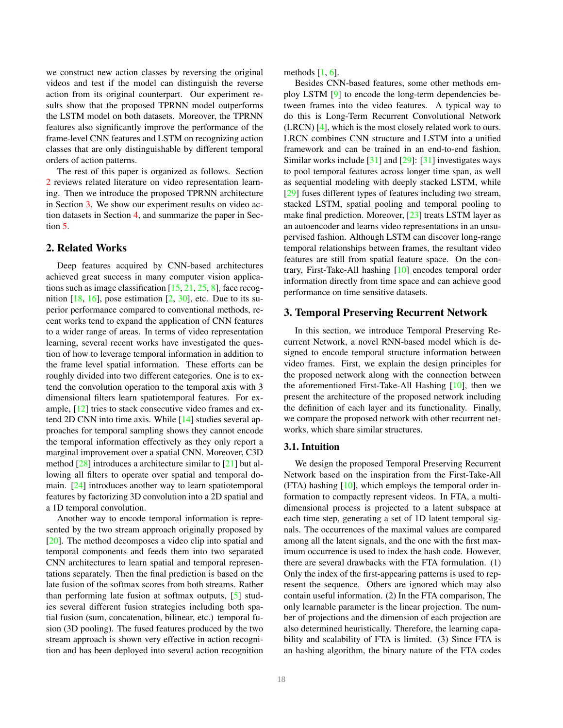we construct new action classes by reversing the original videos and test if the model can distinguish the reverse action from its original counterpart. Our experiment results show that the proposed TPRNN model outperforms the LSTM model on both datasets. Moreover, the TPRNN features also significantly improve the performance of the frame-level CNN features and LSTM on recognizing action classes that are only distinguishable by different temporal orders of action patterns.

The rest of this paper is organized as follows. Section 2 reviews related literature on video representation learning. Then we introduce the proposed TPRNN architecture in Section 3. We show our experiment results on video action datasets in Section 4, and summarize the paper in Section 5.

## 2. Related Works

Deep features acquired by CNN-based architectures achieved great success in many computer vision applications such as image classification [15, 21, 25, 8], face recognition [18, 16], pose estimation [2, 30], etc. Due to its superior performance compared to conventional methods, recent works tend to expand the application of CNN features to a wider range of areas. In terms of video representation learning, several recent works have investigated the question of how to leverage temporal information in addition to the frame level spatial information. These efforts can be roughly divided into two different categories. One is to extend the convolution operation to the temporal axis with 3 dimensional filters learn spatiotemporal features. For example, [12] tries to stack consecutive video frames and extend 2D CNN into time axis. While [14] studies several approaches for temporal sampling shows they cannot encode the temporal information effectively as they only report a marginal improvement over a spatial CNN. Moreover, C3D method [28] introduces a architecture similar to [21] but allowing all filters to operate over spatial and temporal domain. [24] introduces another way to learn spatiotemporal features by factorizing 3D convolution into a 2D spatial and a 1D temporal convolution.

Another way to encode temporal information is represented by the two stream approach originally proposed by [20]. The method decomposes a video clip into spatial and temporal components and feeds them into two separated CNN architectures to learn spatial and temporal representations separately. Then the final prediction is based on the late fusion of the softmax scores from both streams. Rather than performing late fusion at softmax outputs, [5] studies several different fusion strategies including both spatial fusion (sum, concatenation, bilinear, etc.) temporal fusion (3D pooling). The fused features produced by the two stream approach is shown very effective in action recognition and has been deployed into several action recognition methods [1, 6].

Besides CNN-based features, some other methods employ LSTM [9] to encode the long-term dependencies between frames into the video features. A typical way to do this is Long-Term Recurrent Convolutional Network (LRCN) [4], which is the most closely related work to ours. LRCN combines CNN structure and LSTM into a unified framework and can be trained in an end-to-end fashion. Similar works include [31] and [29]: [31] investigates ways to pool temporal features across longer time span, as well as sequential modeling with deeply stacked LSTM, while [29] fuses different types of features including two stream, stacked LSTM, spatial pooling and temporal pooling to make final prediction. Moreover, [23] treats LSTM layer as an autoencoder and learns video representations in an unsupervised fashion. Although LSTM can discover long-range temporal relationships between frames, the resultant video features are still from spatial feature space. On the contrary, First-Take-All hashing [10] encodes temporal order information directly from time space and can achieve good performance on time sensitive datasets.

## 3. Temporal Preserving Recurrent Network

In this section, we introduce Temporal Preserving Recurrent Network, a novel RNN-based model which is designed to encode temporal structure information between video frames. First, we explain the design principles for the proposed network along with the connection between the aforementioned First-Take-All Hashing [10], then we present the architecture of the proposed network including the definition of each layer and its functionality. Finally, we compare the proposed network with other recurrent networks, which share similar structures.

### 3.1. Intuition

We design the proposed Temporal Preserving Recurrent Network based on the inspiration from the First-Take-All (FTA) hashing [10], which employs the temporal order information to compactly represent videos. In FTA, a multi-dimensional process is projected to a latent subspace at each time step, generating a set of 1D latent temporal signals. The occurrences of the maximal values are compared among all the latent signals, and the one with the first maximum occurrence is used to index the hash code. However, there are several drawbacks with the FTA formulation. (1) Only the index of the first-appearing patterns is used to represent the sequence. Others are ignored which may also contain useful information. (2) In the FTA comparison, The only learnable parameter is the linear projection. The number of projections and the dimension of each projection are also determined heuristically. Therefore, the learning capability and scalability of FTA is limited. (3) Since FTA is an hashing algorithm, the binary nature of the FTA codes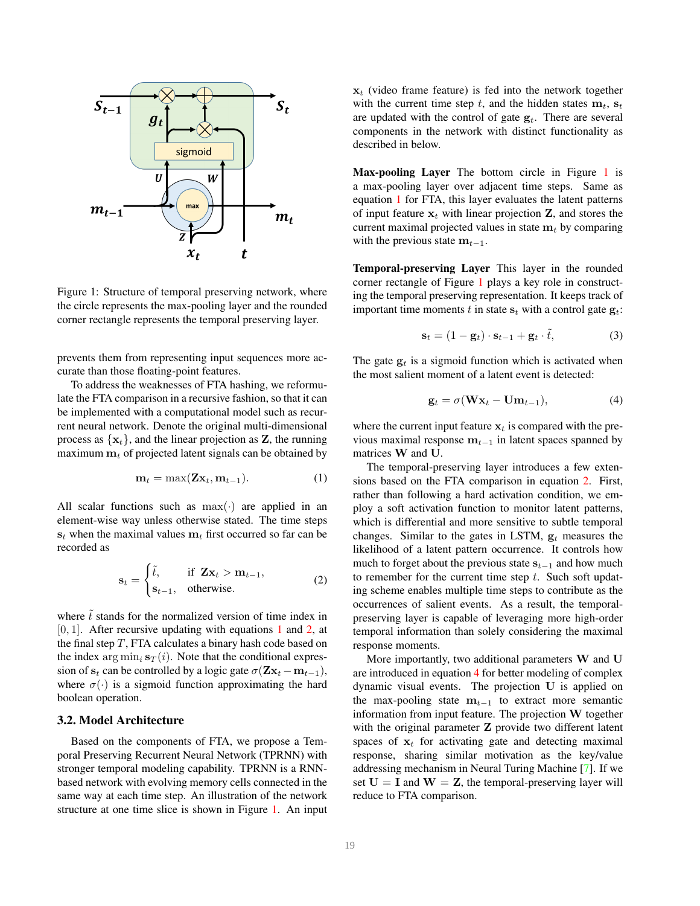Figure 1: Structure of temporal preserving network, where the circle represents the max-pooling layer and the rounded corner rectangle represents the temporal preserving layer.

prevents them from representing input sequences more accurate than those floating-point features.

To address the weaknesses of FTA hashing, we reformulate the FTA comparison in a recursive fashion, so that it can be implemented with a computational model such as recurrent neural network. Denote the original multi-dimensional process as $\{\mathbf{x}_t\}$, and the linear projection as $\mathbf{Z}$, the running maximum $\mathbf{m}_t$ of projected latent signals can be obtained by

$$\mathbf{m}_t = \max(\mathbf{Z}\mathbf{x}_t, \mathbf{m}_{t-1}). \tag{1}$$

All scalar functions such as $\max(\cdot)$ are applied in an element-wise way unless otherwise stated. The time steps $\mathbf{s}_t$ when the maximal values $\mathbf{m}_t$ first occurred so far can be recorded as

$$\mathbf{s}_t = \begin{cases} \tilde{t}, & \text{if } \mathbf{Z}\mathbf{x}_t > \mathbf{m}_{t-1}, \\ \mathbf{s}_{t-1}, & \text{otherwise}. \end{cases} \tag{2}$$

where $\tilde{t}$ stands for the normalized version of time index in $[0, 1]$. After recursive updating with equations 1 and 2, at the final step $T$, FTA calculates a binary hash code based on the index $\arg\min_i \mathbf{s}_T(i)$. Note that the conditional expression of $\mathbf{s}_t$ can be controlled by a logic gate $\sigma(\mathbf{Z}\mathbf{x}_t - \mathbf{m}_{t-1})$, where $\sigma(\cdot)$ is a sigmoid function approximating the hard boolean operation.

### 3.2. Model Architecture

Based on the components of FTA, we propose a Temporal Preserving Recurrent Neural Network (TPRNN) with stronger temporal modeling capability. TPRNN is a RNN-based network with evolving memory cells connected in the same way at each time step. An illustration of the network structure at one time slice is shown in Figure 1. An input $\mathbf{x}_t$ (video frame feature) is fed into the network together with the current time step $t$, and the hidden states $\mathbf{m}_t$, $\mathbf{s}_t$ are updated with the control of gate $\mathbf{g}_t$. There are several components in the network with distinct functionality as described in below.

**Max-pooling Layer** The bottom circle in Figure 1 is a max-pooling layer over adjacent time steps. Same as equation 1 for FTA, this layer evaluates the latent patterns of input feature $\mathbf{x}_t$ with linear projection $\mathbf{Z}$, and stores the current maximal projected values in state $\mathbf{m}_t$ by comparing with the previous state $\mathbf{m}_{t-1}$.

**Temporal-preserving Layer** This layer in the rounded corner rectangle of Figure 1 plays a key role in constructing the temporal preserving representation. It keeps track of important time moments $t$ in state $\mathbf{s}_t$ with a control gate $\mathbf{g}_t$:

$$\mathbf{s}_t = (1 - \mathbf{g}_t) \cdot \mathbf{s}_{t-1} + \mathbf{g}_t \cdot \tilde{t}, \tag{3}$$

The gate $\mathbf{g}_t$ is a sigmoid function which is activated when the most salient moment of a latent event is detected:

$$\mathbf{g}_t = \sigma(\mathbf{W}\mathbf{x}_t - \mathbf{U}\mathbf{m}_{t-1}), \tag{4}$$

where the current input feature $\mathbf{x}_t$ is compared with the previous maximal response $\mathbf{m}_{t-1}$ in latent spaces spanned by matrices $\mathbf{W}$ and $\mathbf{U}$.

The temporal-preserving layer introduces a few extensions based on the FTA comparison in equation 2. First, rather than following a hard activation condition, we employ a soft activation function to monitor latent patterns, which is differential and more sensitive to subtle temporal changes. Similar to the gates in LSTM, $\mathbf{g}_t$ measures the likelihood of a latent pattern occurrence. It controls how much to forget about the previous state $\mathbf{s}_{t-1}$ and how much to remember for the current time step $t$. Such soft updating scheme enables multiple time steps to contribute as the occurrences of salient events. As a result, the temporal-preserving layer is capable of leveraging more high-order temporal information than solely considering the maximal response moments.

More importantly, two additional parameters $\mathbf{W}$ and $\mathbf{U}$ are introduced in equation 4 for better modeling of complex dynamic visual events. The projection $\mathbf{U}$ is applied on the max-pooling state $\mathbf{m}_{t-1}$ to extract more semantic information from input feature. The projection $\mathbf{W}$ together with the original parameter $\mathbf{Z}$ provide two different latent spaces of $\mathbf{x}_t$ for activating gate and detecting maximal response, sharing similar motivation as the key/value addressing mechanism in Neural Turing Machine [7]. If we set $\mathbf{U} = \mathbf{I}$ and $\mathbf{W} = \mathbf{Z}$, the temporal-preserving layer will reduce to FTA comparison.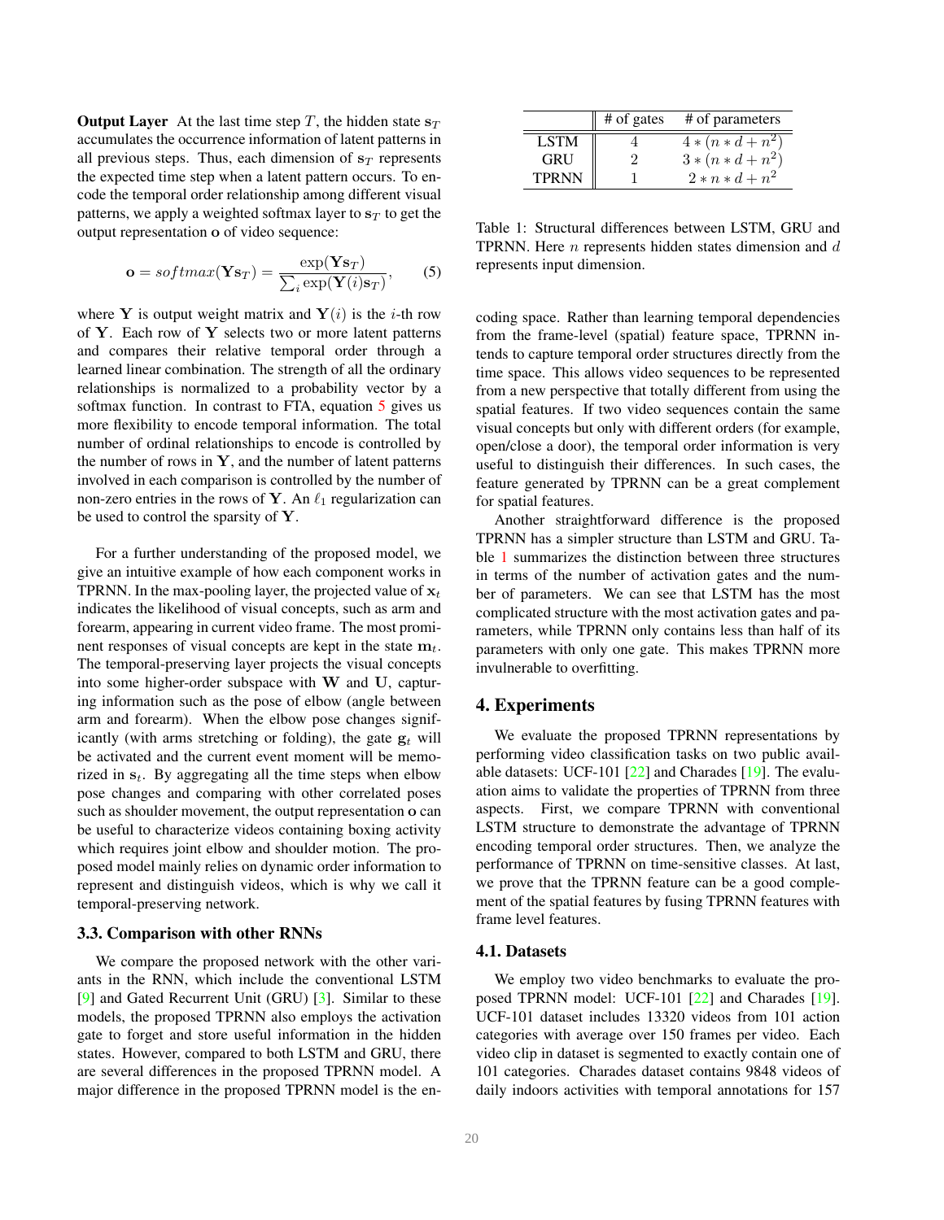**Output Layer** At the last time step $T$, the hidden state $\mathbf{s}_T$ accumulates the occurrence information of latent patterns in all previous steps. Thus, each dimension of $\mathbf{s}_T$ represents the expected time step when a latent pattern occurs. To encode the temporal order relationship among different visual patterns, we apply a weighted softmax layer to $\mathbf{s}_T$ to get the output representation $\mathbf{o}$ of video sequence:

$$\mathbf{o} = softmax(\mathbf{Y}\mathbf{s}_T) = \frac{\exp(\mathbf{Y}\mathbf{s}_T)}{\sum_i \exp(\mathbf{Y}(i)\mathbf{s}_T)}, \quad (5)$$

where $\mathbf{Y}$ is output weight matrix and $\mathbf{Y}(i)$ is the $i$-th row of $\mathbf{Y}$. Each row of $\mathbf{Y}$ selects two or more latent patterns and compares their relative temporal order through a learned linear combination. The strength of all the ordinary relationships is normalized to a probability vector by a softmax function. In contrast to FTA, equation 5 gives us more flexibility to encode temporal information. The total number of ordinal relationships to encode is controlled by the number of rows in $\mathbf{Y}$, and the number of latent patterns involved in each comparison is controlled by the number of non-zero entries in the rows of $\mathbf{Y}$. An $\ell_1$ regularization can be used to control the sparsity of $\mathbf{Y}$.

For a further understanding of the proposed model, we give an intuitive example of how each component works in TPRNN. In the max-pooling layer, the projected value of $\mathbf{x}_t$ indicates the likelihood of visual concepts, such as arm and forearm, appearing in current video frame. The most prominent responses of visual concepts are kept in the state $\mathbf{m}_t$. The temporal-preserving layer projects the visual concepts into some higher-order subspace with $\mathbf{W}$ and $\mathbf{U}$, capturing information such as the pose of elbow (angle between arm and forearm). When the elbow pose changes significantly (with arms stretching or folding), the gate $\mathbf{g}_t$ will be activated and the current event moment will be memorized in $\mathbf{s}_t$. By aggregating all the time steps when elbow pose changes and comparing with other correlated poses such as shoulder movement, the output representation $\mathbf{o}$ can be useful to characterize videos containing boxing activity which requires joint elbow and shoulder motion. The proposed model mainly relies on dynamic order information to represent and distinguish videos, which is why we call it temporal-preserving network.

### 3.3. Comparison with other RNNs

We compare the proposed network with the other variants in the RNN, which include the conventional LSTM [9] and Gated Recurrent Unit (GRU) [3]. Similar to these models, the proposed TPRNN also employs the activation gate to forget and store useful information in the hidden states. However, compared to both LSTM and GRU, there are several differences in the proposed TPRNN model. A major difference in the proposed TPRNN model is the encoding space. Rather than learning temporal dependencies from the frame-level (spatial) feature space, TPRNN intends to capture temporal order structures directly from the time space. This allows video sequences to be represented from a new perspective that totally different from using the spatial features. If two video sequences contain the same visual concepts but only with different orders (for example, open/close a door), the temporal order information is very useful to distinguish their differences. In such cases, the feature generated by TPRNN can be a great complement for spatial features.

|  | # of gates | # of parameters |
|---|---|---|
| LSTM | 4 | $4 * (n * d + n^2)$ |
| GRU | 2 | $3 * (n * d + n^2)$ |
| TPRNN | 1 | $2 * n * d + n^2$ |

Table 1: Structural differences between LSTM, GRU and TPRNN. Here $n$ represents hidden states dimension and $d$ represents input dimension.

Another straightforward difference is the proposed TPRNN has a simpler structure than LSTM and GRU. Table 1 summarizes the distinction between three structures in terms of the number of activation gates and the number of parameters. We can see that LSTM has the most complicated structure with the most activation gates and parameters, while TPRNN only contains less than half of its parameters with only one gate. This makes TPRNN more invulnerable to overfitting.

## 4. Experiments

We evaluate the proposed TPRNN representations by performing video classification tasks on two public available datasets: UCF-101 [22] and Charades [19]. The evaluation aims to validate the properties of TPRNN from three aspects. First, we compare TPRNN with conventional LSTM structure to demonstrate the advantage of TPRNN encoding temporal order structures. Then, we analyze the performance of TPRNN on time-sensitive classes. At last, we prove that the TPRNN feature can be a good complement of the spatial features by fusing TPRNN features with frame level features.

### 4.1. Datasets

We employ two video benchmarks to evaluate the proposed TPRNN model: UCF-101 [22] and Charades [19]. UCF-101 dataset includes 13320 videos from 101 action categories with average over 150 frames per video. Each video clip in dataset is segmented to exactly contain one of 101 categories. Charades dataset contains 9848 videos of daily indoors activities with temporal annotations for 157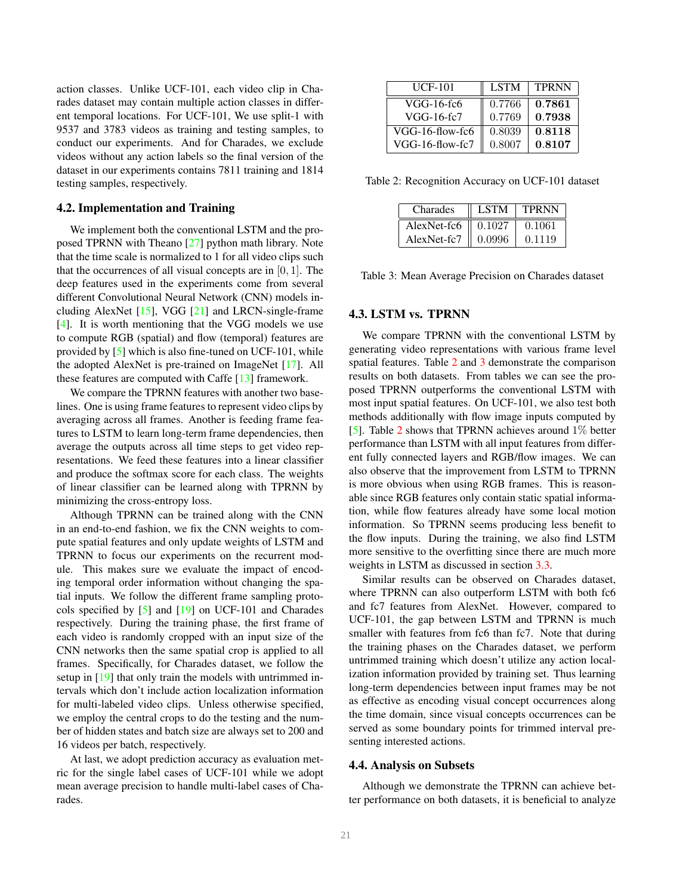action classes. Unlike UCF-101, each video clip in Charades dataset may contain multiple action classes in different temporal locations. For UCF-101, We use split-1 with 9537 and 3783 videos as training and testing samples, to conduct our experiments. And for Charades, we exclude videos without any action labels so the final version of the dataset in our experiments contains 7811 training and 1814 testing samples, respectively.

### 4.2. Implementation and Training

We implement both the conventional LSTM and the proposed TPRNN with Theano [27] python math library. Note that the time scale is normalized to 1 for all video clips such that the occurrences of all visual concepts are in $[0, 1]$. The deep features used in the experiments come from several different Convolutional Neural Network (CNN) models including AlexNet [15], VGG [21] and LRCN-single-frame [4]. It is worth mentioning that the VGG models we use to compute RGB (spatial) and flow (temporal) features are provided by [5] which is also fine-tuned on UCF-101, while the adopted AlexNet is pre-trained on ImageNet [17]. All these features are computed with Caffe [13] framework.

We compare the TPRNN features with another two baselines. One is using frame features to represent video clips by averaging across all frames. Another is feeding frame features to LSTM to learn long-term frame dependencies, then average the outputs across all time steps to get video representations. We feed these features into a linear classifier and produce the softmax score for each class. The weights of linear classifier can be learned along with TPRNN by minimizing the cross-entropy loss.

Although TPRNN can be trained along with the CNN in an end-to-end fashion, we fix the CNN weights to compute spatial features and only update weights of LSTM and TPRNN to focus our experiments on the recurrent module. This makes sure we evaluate the impact of encoding temporal order information without changing the spatial inputs. We follow the different frame sampling protocols specified by [5] and [19] on UCF-101 and Charades respectively. During the training phase, the first frame of each video is randomly cropped with an input size of the CNN networks then the same spatial crop is applied to all frames. Specifically, for Charades dataset, we follow the setup in [19] that only train the models with untrimmed intervals which don't include action localization information for multi-labeled video clips. Unless otherwise specified, we employ the central crops to do the testing and the number of hidden states and batch size are always set to 200 and 16 videos per batch, respectively.

At last, we adopt prediction accuracy as evaluation metric for the single label cases of UCF-101 while we adopt mean average precision to handle multi-label cases of Charades.

| UCF-101 | LSTM | TPRNN |
|---|---|---|
| VGG-16-fc6 | 0.7766 | **0.7861** |
| VGG-16-fc7 | 0.7769 | **0.7938** |
| VGG-16-flow-fc6 | 0.8039 | **0.8118** |
| VGG-16-flow-fc7 | 0.8007 | **0.8107** |

Table 2: Recognition Accuracy on UCF-101 dataset

| Charades | LSTM | TPRNN |
|---|---|---|
| AlexNet-fc6 | 0.1027 | 0.1061 |
| AlexNet-fc7 | 0.0996 | 0.1119 |

Table 3: Mean Average Precision on Charades dataset

### 4.3. LSTM vs. TPRNN

We compare TPRNN with the conventional LSTM by generating video representations with various frame level spatial features. Table 2 and 3 demonstrate the comparison results on both datasets. From tables we can see the proposed TPRNN outperforms the conventional LSTM with most input spatial features. On UCF-101, we also test both methods additionally with flow image inputs computed by [5]. Table 2 shows that TPRNN achieves around 1% better performance than LSTM with all input features from different fully connected layers and RGB/flow images. We can also observe that the improvement from LSTM to TPRNN is more obvious when using RGB frames. This is reasonable since RGB features only contain static spatial information, while flow features already have some local motion information. So TPRNN seems producing less benefit to the flow inputs. During the training, we also find LSTM more sensitive to the overfitting since there are much more weights in LSTM as discussed in section 3.3.

Similar results can be observed on Charades dataset, where TPRNN can also outperform LSTM with both fc6 and fc7 features from AlexNet. However, compared to UCF-101, the gap between LSTM and TPRNN is much smaller with features from fc6 than fc7. Note that during the training phases on the Charades dataset, we perform untrimmed training which doesn't utilize any action localization information provided by training set. Thus learning long-term dependencies between input frames may be not as effective as encoding visual concept occurrences along the time domain, since visual concepts occurrences can be served as some boundary points for trimmed interval presenting interested actions.

### 4.4. Analysis on Subsets

Although we demonstrate the TPRNN can achieve better performance on both datasets, it is beneficial to analyze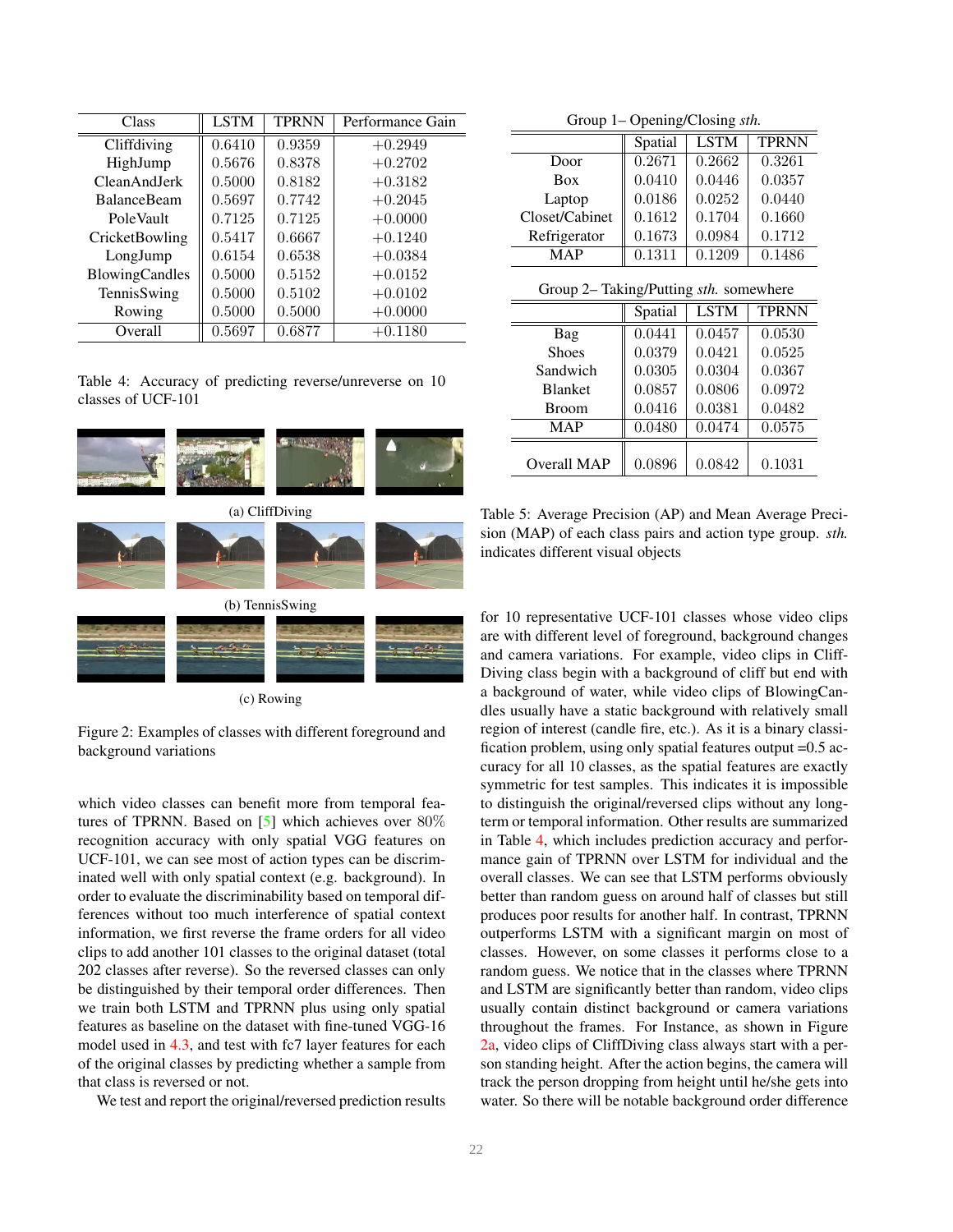| Class | LSTM | TPRNN | Performance Gain |
|---|---|---|---|
| Cliffdiving | 0.6410 | 0.9359 | +0.2949 |
| HighJump | 0.5676 | 0.8378 | +0.2702 |
| CleanAndJerk | 0.5000 | 0.8182 | +0.3182 |
| BalanceBeam | 0.5697 | 0.7742 | +0.2045 |
| PoleVault | 0.7125 | 0.7125 | +0.0000 |
| CricketBowling | 0.5417 | 0.6667 | +0.1240 |
| LongJump | 0.6154 | 0.6538 | +0.0384 |
| BlowingCandles | 0.5000 | 0.5152 | +0.0152 |
| TennisSwing | 0.5000 | 0.5102 | +0.0102 |
| Rowing | 0.5000 | 0.5000 | +0.0000 |
| Overall | 0.5697 | 0.6877 | +0.1180 |

Table 4: Accuracy of predicting reverse/unreverse on 10 classes of UCF-101

(a) CliffDiving

(b) TennisSwing

(c) Rowing

Figure 2: Examples of classes with different foreground and background variations

which video classes can benefit more from temporal features of TPRNN. Based on [5] which achieves over 80% recognition accuracy with only spatial VGG features on UCF-101, we can see most of action types can be discriminated well with only spatial context (e.g. background). In order to evaluate the discriminability based on temporal differences without too much interference of spatial context information, we first reverse the frame orders for all video clips to add another 101 classes to the original dataset (total 202 classes after reverse). So the reversed classes can only be distinguished by their temporal order differences. Then we train both LSTM and TPRNN plus using only spatial features as baseline on the dataset with fine-tuned VGG-16 model used in 4.3, and test with fc7 layer features for each of the original classes by predicting whether a sample from that class is reversed or not.

We test and report the original/reversed prediction results for 10 representative UCF-101 classes whose video clips are with different level of foreground, background changes and camera variations. For example, video clips in CliffDiving class begin with a background of cliff but end with a background of water, while video clips of BlowingCandles usually have a static background with relatively small region of interest (candle fire, etc.). As it is a binary classification problem, using only spatial features output =0.5 accuracy for all 10 classes, as the spatial features are exactly symmetric for test samples. This indicates it is impossible to distinguish the original/reversed clips without any long-term or temporal information. Other results are summarized in Table 4, which includes prediction accuracy and performance gain of TPRNN over LSTM for individual and the overall classes. We can see that LSTM performs obviously better than random guess on around half of classes but still produces poor results for another half. In contrast, TPRNN outperforms LSTM with a significant margin on most of classes. However, on some classes it performs close to a random guess. We notice that in the classes where TPRNN and LSTM are significantly better than random, video clips usually contain distinct background or camera variations throughout the frames. For Instance, as shown in Figure 2a, video clips of CliffDiving class always start with a person standing height. After the action begins, the camera will track the person dropping from height until he/she gets into water. So there will be notable background order difference

| Group 1– Opening/Closing *sth.* | | | |
|---|---|---|---|
| | Spatial | LSTM | TPRNN |
| Door | 0.2671 | 0.2662 | 0.3261 |
| Box | 0.0410 | 0.0446 | 0.0357 |
| Laptop | 0.0186 | 0.0252 | 0.0440 |
| Closet/Cabinet | 0.1612 | 0.1704 | 0.1660 |
| Refrigerator | 0.1673 | 0.0984 | 0.1712 |
| MAP | 0.1311 | 0.1209 | 0.1486 |
| **Group 2– Taking/Putting *sth.* somewhere** | | | |
| | Spatial | LSTM | TPRNN |
| Bag | 0.0441 | 0.0457 | 0.0530 |
| Shoes | 0.0379 | 0.0421 | 0.0525 |
| Sandwich | 0.0305 | 0.0304 | 0.0367 |
| Blanket | 0.0857 | 0.0806 | 0.0972 |
| Broom | 0.0416 | 0.0381 | 0.0482 |
| MAP | 0.0480 | 0.0474 | 0.0575 |
| Overall MAP | 0.0896 | 0.0842 | 0.1031 |

Table 5: Average Precision (AP) and Mean Average Precision (MAP) of each class pairs and action type group. *sth.* indicates different visual objects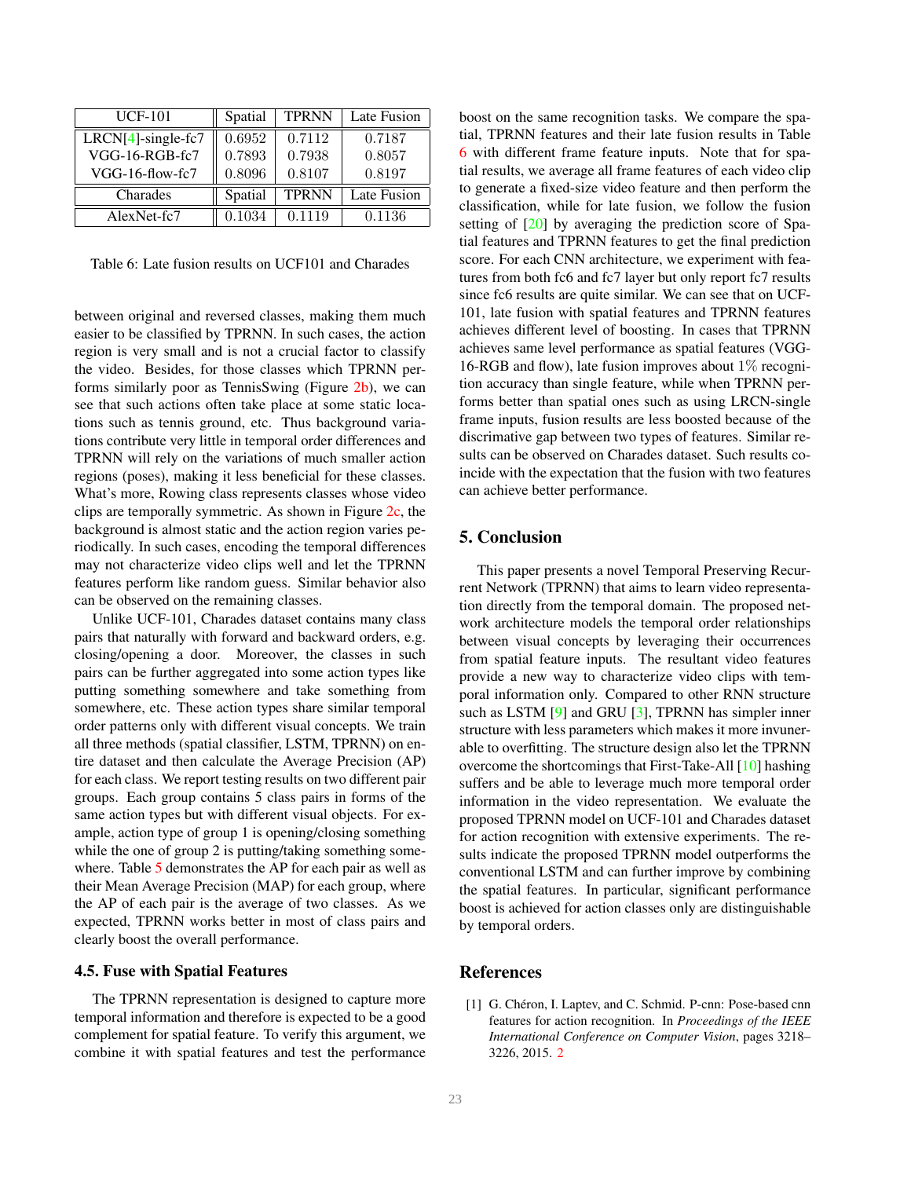| UCF-101 | Spatial | TPRNN | Late Fusion |
|---|---|---|---|
| LRCN[4]-single-fc7 | 0.6952 | 0.7112 | 0.7187 |
| VGG-16-RGB-fc7 | 0.7893 | 0.7938 | 0.8057 |
| VGG-16-flow-fc7 | 0.8096 | 0.8107 | 0.8197 |
| Charades | Spatial | TPRNN | Late Fusion |
| AlexNet-fc7 | 0.1034 | 0.1119 | 0.1136 |

Table 6: Late fusion results on UCF101 and Charades

between original and reversed classes, making them much easier to be classified by TPRNN. In such cases, the action region is very small and is not a crucial factor to classify the video. Besides, for those classes which TPRNN performs similarly poor as TennisSwing (Figure 2b), we can see that such actions often take place at some static locations such as tennis ground, etc. Thus background variations contribute very little in temporal order differences and TPRNN will rely on the variations of much smaller action regions (poses), making it less beneficial for these classes. What's more, Rowing class represents classes whose video clips are temporally symmetric. As shown in Figure 2c, the background is almost static and the action region varies periodically. In such cases, encoding the temporal differences may not characterize video clips well and let the TPRNN features perform like random guess. Similar behavior also can be observed on the remaining classes.

Unlike UCF-101, Charades dataset contains many class pairs that naturally with forward and backward orders, e.g. closing/opening a door. Moreover, the classes in such pairs can be further aggregated into some action types like putting something somewhere and take something from somewhere, etc. These action types share similar temporal order patterns only with different visual concepts. We train all three methods (spatial classifier, LSTM, TPRNN) on entire dataset and then calculate the Average Precision (AP) for each class. We report testing results on two different pair groups. Each group contains 5 class pairs in forms of the same action types but with different visual objects. For example, action type of group 1 is opening/closing something while the one of group 2 is putting/taking something somewhere. Table 5 demonstrates the AP for each pair as well as their Mean Average Precision (MAP) for each group, where the AP of each pair is the average of two classes. As we expected, TPRNN works better in most of class pairs and clearly boost the overall performance.

### 4.5. Fuse with Spatial Features

The TPRNN representation is designed to capture more temporal information and therefore is expected to be a good complement for spatial feature. To verify this argument, we combine it with spatial features and test the performance boost on the same recognition tasks. We compare the spatial, TPRNN features and their late fusion results in Table 6 with different frame feature inputs. Note that for spatial results, we average all frame features of each video clip to generate a fixed-size video feature and then perform the classification, while for late fusion, we follow the fusion setting of [20] by averaging the prediction score of Spatial features and TPRNN features to get the final prediction score. For each CNN architecture, we experiment with features from both fc6 and fc7 layer but only report fc7 results since fc6 results are quite similar. We can see that on UCF-101, late fusion with spatial features and TPRNN features achieves different level of boosting. In cases that TPRNN achieves same level performance as spatial features (VGG-16-RGB and flow), late fusion improves about 1% recognition accuracy than single feature, while when TPRNN performs better than spatial ones such as using LRCN-single frame inputs, fusion results are less boosted because of the discrimative gap between two types of features. Similar results can be observed on Charades dataset. Such results coincide with the expectation that the fusion with two features can achieve better performance.

## 5. Conclusion

This paper presents a novel Temporal Preserving Recurrent Network (TPRNN) that aims to learn video representation directly from the temporal domain. The proposed network architecture models the temporal order relationships between visual concepts by leveraging their occurrences from spatial feature inputs. The resultant video features provide a new way to characterize video clips with temporal information only. Compared to other RNN structure such as LSTM [9] and GRU [3], TPRNN has simpler inner structure with less parameters which makes it more invunerable to overfitting. The structure design also let the TPRNN overcome the shortcomings that First-Take-All [10] hashing suffers and be able to leverage much more temporal order information in the video representation. We evaluate the proposed TPRNN model on UCF-101 and Charades dataset for action recognition with extensive experiments. The results indicate the proposed TPRNN model outperforms the conventional LSTM and can further improve by combining the spatial features. In particular, significant performance boost is achieved for action classes only are distinguishable by temporal orders.

## References

[1] G. Chéron, I. Laptev, and C. Schmid. P-cnn: Pose-based cnn features for action recognition. In *Proceedings of the IEEE International Conference on Computer Vision*, pages 3218–3226, 2015. 2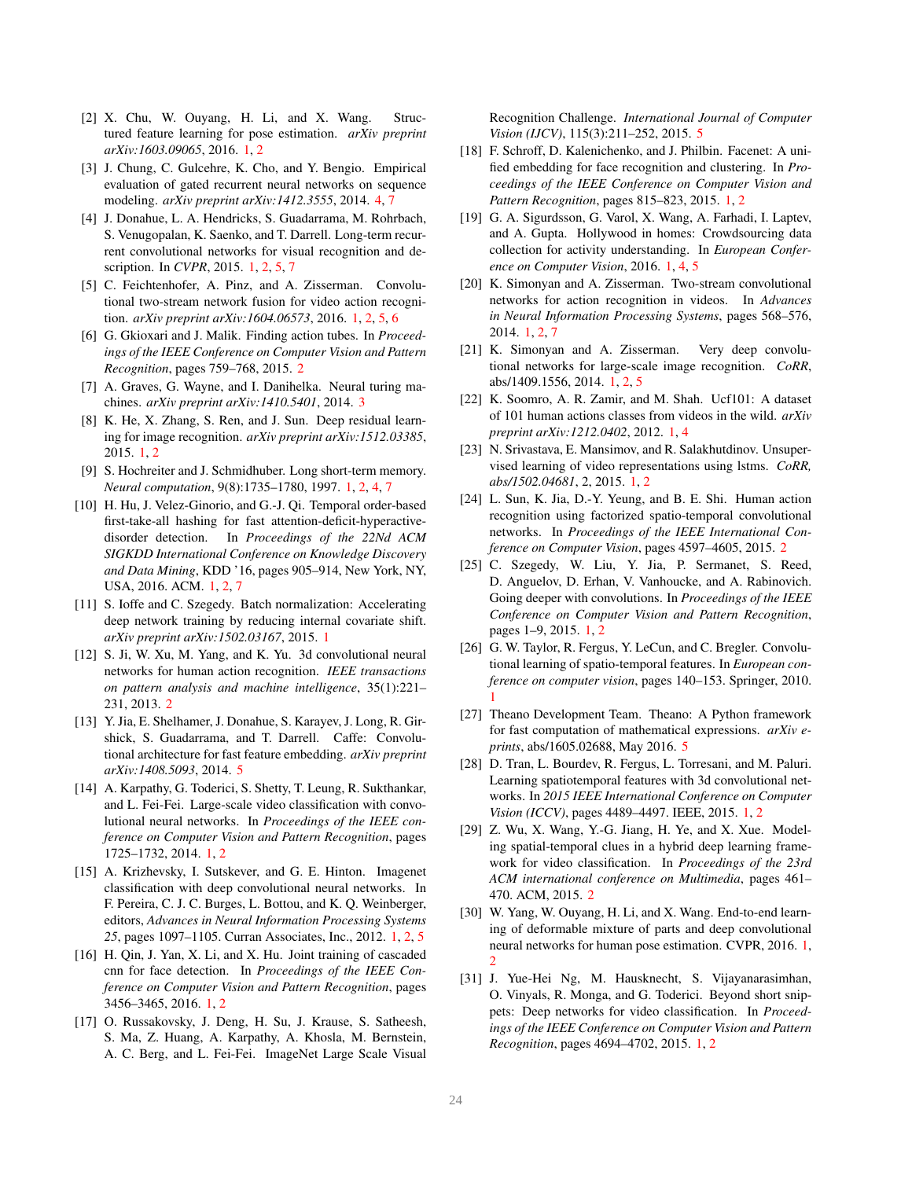[2] X. Chu, W. Ouyang, H. Li, and X. Wang. Structured feature learning for pose estimation. *arXiv preprint arXiv:1603.09065*, 2016. 1, 2

[3] J. Chung, C. Gulcehre, K. Cho, and Y. Bengio. Empirical evaluation of gated recurrent neural networks on sequence modeling. *arXiv preprint arXiv:1412.3555*, 2014. 4, 7

[4] J. Donahue, L. A. Hendricks, S. Guadarrama, M. Rohrbach, S. Venugopalan, K. Saenko, and T. Darrell. Long-term recurrent convolutional networks for visual recognition and description. In *CVPR*, 2015. 1, 2, 5, 7

[5] C. Feichtenhofer, A. Pinz, and A. Zisserman. Convolutional two-stream network fusion for video action recognition. *arXiv preprint arXiv:1604.06573*, 2016. 1, 2, 5, 6

[6] G. Gkioxari and J. Malik. Finding action tubes. In *Proceedings of the IEEE Conference on Computer Vision and Pattern Recognition*, pages 759–768, 2015. 2

[7] A. Graves, G. Wayne, and I. Danihelka. Neural turing machines. *arXiv preprint arXiv:1410.5401*, 2014. 3

[8] K. He, X. Zhang, S. Ren, and J. Sun. Deep residual learning for image recognition. *arXiv preprint arXiv:1512.03385*, 2015. 1, 2

[9] S. Hochreiter and J. Schmidhuber. Long short-term memory. *Neural computation*, 9(8):1735–1780, 1997. 1, 2, 4, 7

[10] H. Hu, J. Velez-Ginorio, and G.-J. Qi. Temporal order-based first-take-all hashing for fast attention-deficit-hyperactive-disorder detection. In *Proceedings of the 22Nd ACM SIGKDD International Conference on Knowledge Discovery and Data Mining*, KDD '16, pages 905–914, New York, NY, USA, 2016. ACM. 1, 2, 7

[11] S. Ioffe and C. Szegedy. Batch normalization: Accelerating deep network training by reducing internal covariate shift. *arXiv preprint arXiv:1502.03167*, 2015. 1

[12] S. Ji, W. Xu, M. Yang, and K. Yu. 3d convolutional neural networks for human action recognition. *IEEE transactions on pattern analysis and machine intelligence*, 35(1):221–231, 2013. 2

[13] Y. Jia, E. Shelhamer, J. Donahue, S. Karayev, J. Long, R. Girshick, S. Guadarrama, and T. Darrell. Caffe: Convolutional architecture for fast feature embedding. *arXiv preprint arXiv:1408.5093*, 2014. 5

[14] A. Karpathy, G. Toderici, S. Shetty, T. Leung, R. Sukthankar, and L. Fei-Fei. Large-scale video classification with convolutional neural networks. In *Proceedings of the IEEE conference on Computer Vision and Pattern Recognition*, pages 1725–1732, 2014. 1, 2

[15] A. Krizhevsky, I. Sutskever, and G. E. Hinton. Imagenet classification with deep convolutional neural networks. In F. Pereira, C. J. C. Burges, L. Bottou, and K. Q. Weinberger, editors, *Advances in Neural Information Processing Systems 25*, pages 1097–1105. Curran Associates, Inc., 2012. 1, 2, 5

[16] H. Qin, J. Yan, X. Li, and X. Hu. Joint training of cascaded cnn for face detection. In *Proceedings of the IEEE Conference on Computer Vision and Pattern Recognition*, pages 3456–3465, 2016. 1, 2

[17] O. Russakovsky, J. Deng, H. Su, J. Krause, S. Satheesh, S. Ma, Z. Huang, A. Karpathy, A. Khosla, M. Bernstein, A. C. Berg, and L. Fei-Fei. ImageNet Large Scale Visual Recognition Challenge. *International Journal of Computer Vision (IJCV)*, 115(3):211–252, 2015. 5

[18] F. Schroff, D. Kalenichenko, and J. Philbin. Facenet: A unified embedding for face recognition and clustering. In *Proceedings of the IEEE Conference on Computer Vision and Pattern Recognition*, pages 815–823, 2015. 1, 2

[19] G. A. Sigurdsson, G. Varol, X. Wang, A. Farhadi, I. Laptev, and A. Gupta. Hollywood in homes: Crowdsourcing data collection for activity understanding. In *European Conference on Computer Vision*, 2016. 1, 4, 5

[20] K. Simonyan and A. Zisserman. Two-stream convolutional networks for action recognition in videos. In *Advances in Neural Information Processing Systems*, pages 568–576, 2014. 1, 2, 7

[21] K. Simonyan and A. Zisserman. Very deep convolutional networks for large-scale image recognition. *CoRR*, abs/1409.1556, 2014. 1, 2, 5

[22] K. Soomro, A. R. Zamir, and M. Shah. Ucf101: A dataset of 101 human actions classes from videos in the wild. *arXiv preprint arXiv:1212.0402*, 2012. 1, 4

[23] N. Srivastava, E. Mansimov, and R. Salakhutdinov. Unsupervised learning of video representations using lstms. *CoRR, abs/1502.04681*, 2, 2015. 1, 2

[24] L. Sun, K. Jia, D.-Y. Yeung, and B. E. Shi. Human action recognition using factorized spatio-temporal convolutional networks. In *Proceedings of the IEEE International Conference on Computer Vision*, pages 4597–4605, 2015. 2

[25] C. Szegedy, W. Liu, Y. Jia, P. Sermanet, S. Reed, D. Anguelov, D. Erhan, V. Vanhoucke, and A. Rabinovich. Going deeper with convolutions. In *Proceedings of the IEEE Conference on Computer Vision and Pattern Recognition*, pages 1–9, 2015. 1, 2

[26] G. W. Taylor, R. Fergus, Y. LeCun, and C. Bregler. Convolutional learning of spatio-temporal features. In *European conference on computer vision*, pages 140–153. Springer, 2010. 1

[27] Theano Development Team. Theano: A Python framework for fast computation of mathematical expressions. *arXiv e-prints*, abs/1605.02688, May 2016. 5

[28] D. Tran, L. Bourdev, R. Fergus, L. Torresani, and M. Paluri. Learning spatiotemporal features with 3d convolutional networks. In *2015 IEEE International Conference on Computer Vision (ICCV)*, pages 4489–4497. IEEE, 2015. 1, 2

[29] Z. Wu, X. Wang, Y.-G. Jiang, H. Ye, and X. Xue. Modeling spatial-temporal clues in a hybrid deep learning framework for video classification. In *Proceedings of the 23rd ACM international conference on Multimedia*, pages 461–470. ACM, 2015. 2

[30] W. Yang, W. Ouyang, H. Li, and X. Wang. End-to-end learning of deformable mixture of parts and deep convolutional neural networks for human pose estimation. CVPR, 2016. 1, 2

[31] J. Yue-Hei Ng, M. Hausknecht, S. Vijayanarasimhan, O. Vinyals, R. Monga, and G. Toderici. Beyond short snippets: Deep networks for video classification. In *Proceedings of the IEEE Conference on Computer Vision and Pattern Recognition*, pages 4694–4702, 2015. 1, 2